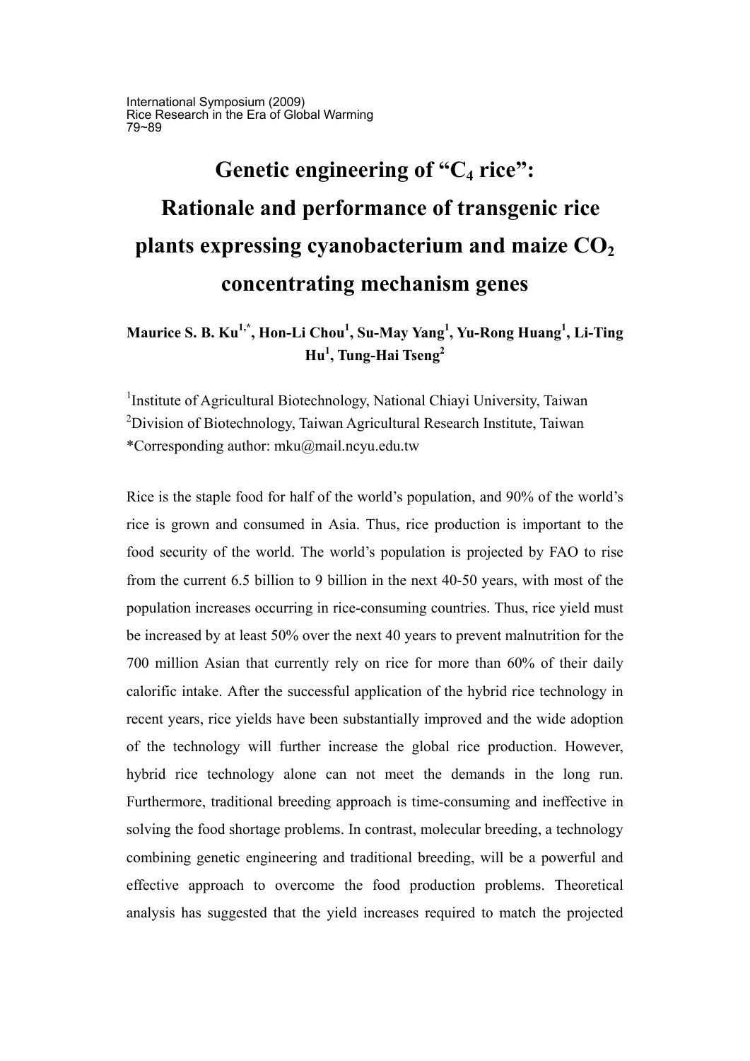International Symposium (2009)
Rice Research in the Era of Global Warming
79~89

# Genetic engineering of "$C_4$ rice": Rationale and performance of transgenic rice plants expressing cyanobacterium and maize $CO_2$ concentrating mechanism genes

**Maurice S. B. Ku[1,*], Hon-Li Chou[1], Su-May Yang[1], Yu-Rong Huang[1], Li-Ting Hu[1], Tung-Hai Tseng[2]**

[1]Institute of Agricultural Biotechnology, National Chiayi University, Taiwan
[2]Division of Biotechnology, Taiwan Agricultural Research Institute, Taiwan
*Corresponding author: mku@mail.ncyu.edu.tw

Rice is the staple food for half of the world's population, and 90% of the world's rice is grown and consumed in Asia. Thus, rice production is important to the food security of the world. The world's population is projected by FAO to rise from the current 6.5 billion to 9 billion in the next 40-50 years, with most of the population increases occurring in rice-consuming countries. Thus, rice yield must be increased by at least 50% over the next 40 years to prevent malnutrition for the 700 million Asian that currently rely on rice for more than 60% of their daily calorific intake. After the successful application of the hybrid rice technology in recent years, rice yields have been substantially improved and the wide adoption of the technology will further increase the global rice production. However, hybrid rice technology alone can not meet the demands in the long run. Furthermore, traditional breeding approach is time-consuming and ineffective in solving the food shortage problems. In contrast, molecular breeding, a technology combining genetic engineering and traditional breeding, will be a powerful and effective approach to overcome the food production problems. Theoretical analysis has suggested that the yield increases required to match the projected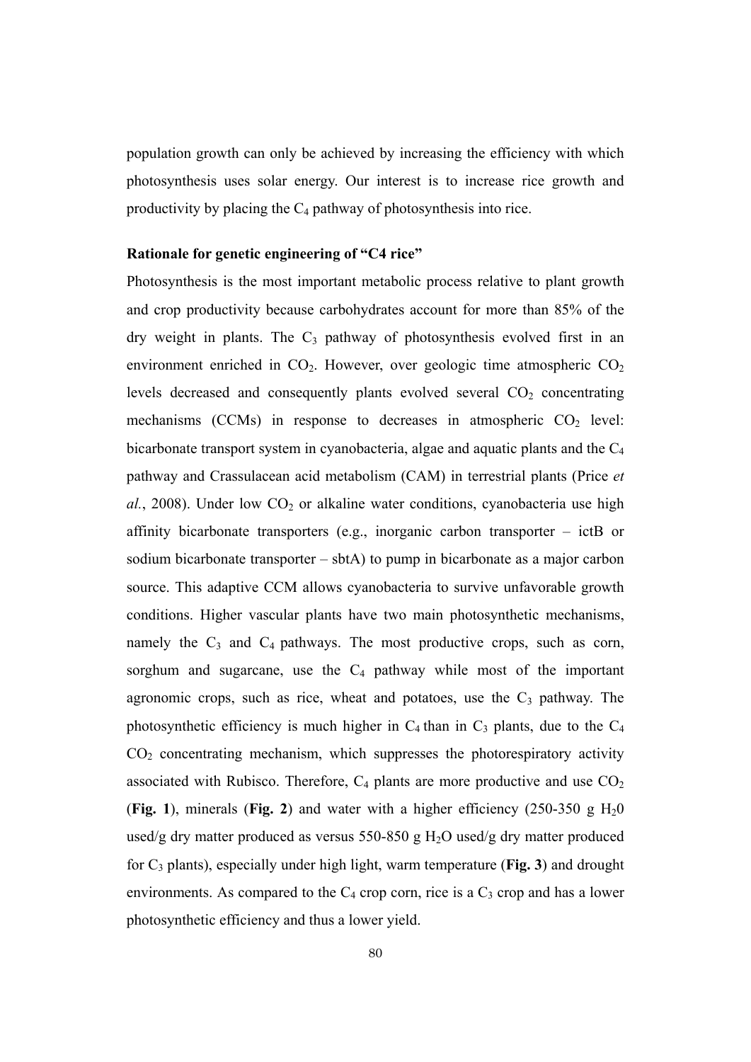population growth can only be achieved by increasing the efficiency with which photosynthesis uses solar energy. Our interest is to increase rice growth and productivity by placing the $C_4$ pathway of photosynthesis into rice.

**Rationale for genetic engineering of "C4 rice"**

Photosynthesis is the most important metabolic process relative to plant growth and crop productivity because carbohydrates account for more than 85% of the dry weight in plants. The $C_3$ pathway of photosynthesis evolved first in an environment enriched in $CO_2$. However, over geologic time atmospheric $CO_2$ levels decreased and consequently plants evolved several $CO_2$ concentrating mechanisms (CCMs) in response to decreases in atmospheric $CO_2$ level: bicarbonate transport system in cyanobacteria, algae and aquatic plants and the $C_4$ pathway and Crassulacean acid metabolism (CAM) in terrestrial plants (Price *et al.*, 2008). Under low $CO_2$ or alkaline water conditions, cyanobacteria use high affinity bicarbonate transporters (e.g., inorganic carbon transporter – ictB or sodium bicarbonate transporter – sbtA) to pump in bicarbonate as a major carbon source. This adaptive CCM allows cyanobacteria to survive unfavorable growth conditions. Higher vascular plants have two main photosynthetic mechanisms, namely the $C_3$ and $C_4$ pathways. The most productive crops, such as corn, sorghum and sugarcane, use the $C_4$ pathway while most of the important agronomic crops, such as rice, wheat and potatoes, use the $C_3$ pathway. The photosynthetic efficiency is much higher in $C_4$ than in $C_3$ plants, due to the $C_4$ $CO_2$ concentrating mechanism, which suppresses the photorespiratory activity associated with Rubisco. Therefore, $C_4$ plants are more productive and use $CO_2$ (**Fig. 1**), minerals (**Fig. 2**) and water with a higher efficiency (250-350 g $H_20$ used/g dry matter produced as versus 550-850 g $H_2O$ used/g dry matter produced for $C_3$ plants), especially under high light, warm temperature (**Fig. 3**) and drought environments. As compared to the $C_4$ crop corn, rice is a $C_3$ crop and has a lower photosynthetic efficiency and thus a lower yield.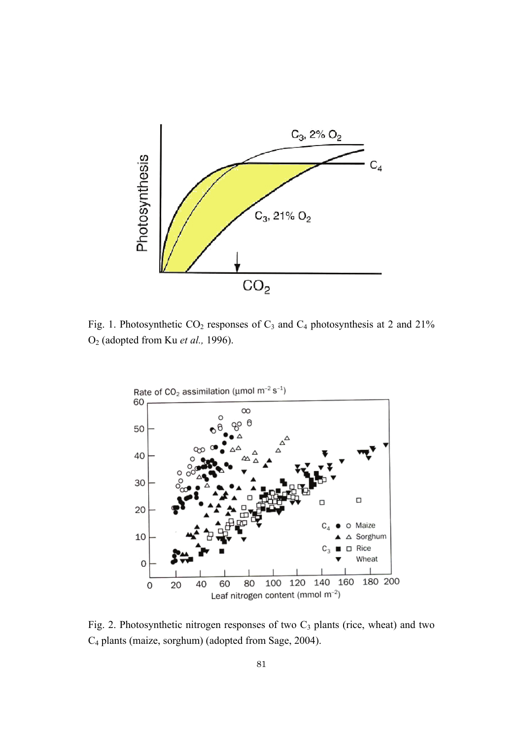Fig. 1. Photosynthetic $CO_2$ responses of $C_3$ and $C_4$ photosynthesis at 2 and 21% $O_2$ (adopted from Ku *et al.,* 1996).

Fig. 2. Photosynthetic nitrogen responses of two $C_3$ plants (rice, wheat) and two $C_4$ plants (maize, sorghum) (adopted from Sage, 2004).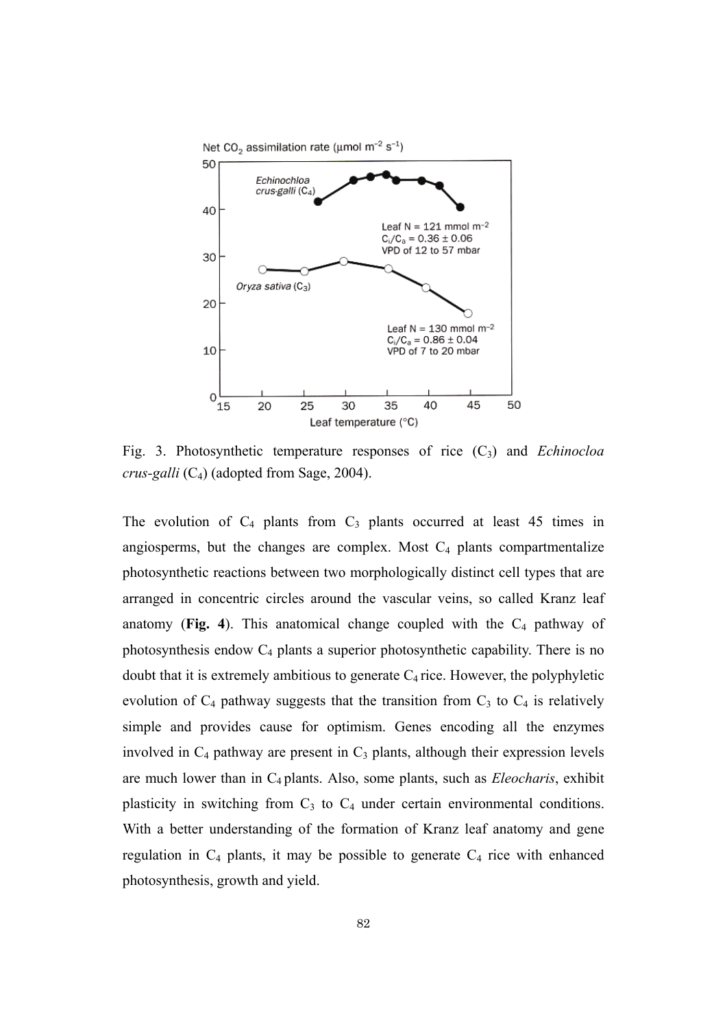Fig. 3. Photosynthetic temperature responses of rice ($C_3$) and *Echinocloa crus-galli* ($C_4$) (adopted from Sage, 2004).

The evolution of $C_4$ plants from $C_3$ plants occurred at least 45 times in angiosperms, but the changes are complex. Most $C_4$ plants compartmentalize photosynthetic reactions between two morphologically distinct cell types that are arranged in concentric circles around the vascular veins, so called Kranz leaf anatomy (**Fig. 4**). This anatomical change coupled with the $C_4$ pathway of photosynthesis endow $C_4$ plants a superior photosynthetic capability. There is no doubt that it is extremely ambitious to generate $C_4$ rice. However, the polyphyletic evolution of $C_4$ pathway suggests that the transition from $C_3$ to $C_4$ is relatively simple and provides cause for optimism. Genes encoding all the enzymes involved in $C_4$ pathway are present in $C_3$ plants, although their expression levels are much lower than in $C_4$ plants. Also, some plants, such as *Eleocharis*, exhibit plasticity in switching from $C_3$ to $C_4$ under certain environmental conditions. With a better understanding of the formation of Kranz leaf anatomy and gene regulation in $C_4$ plants, it may be possible to generate $C_4$ rice with enhanced photosynthesis, growth and yield.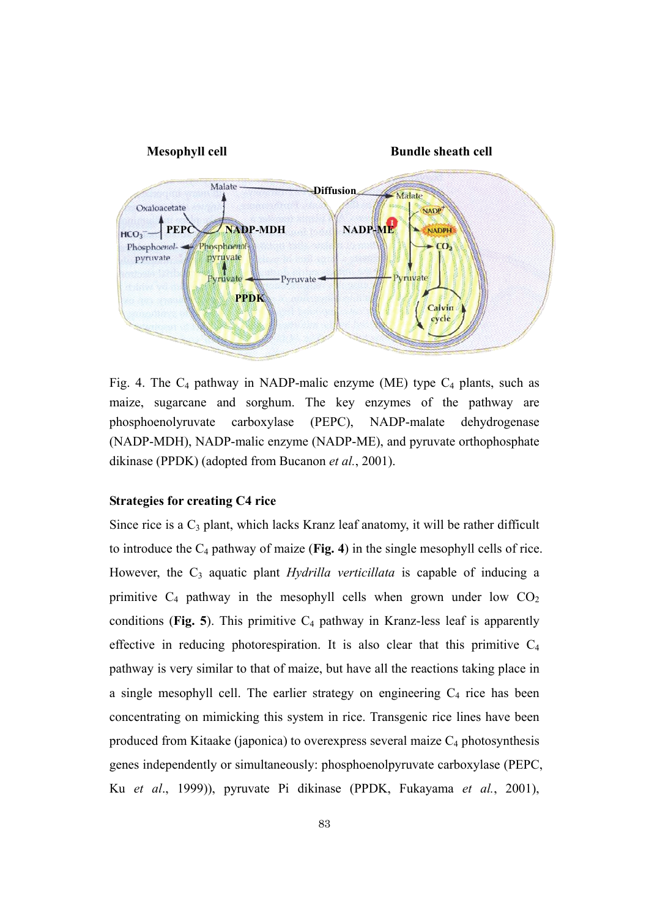Fig. 4. The $C_4$ pathway in NADP-malic enzyme (ME) type $C_4$ plants, such as maize, sugarcane and sorghum. The key enzymes of the pathway are phosphoenolyruvate carboxylase (PEPC), NADP-malate dehydrogenase (NADP-MDH), NADP-malic enzyme (NADP-ME), and pyruvate orthophosphate dikinase (PPDK) (adopted from Bucanon *et al.*, 2001).

**Strategies for creating C4 rice**

Since rice is a $C_3$ plant, which lacks Kranz leaf anatomy, it will be rather difficult to introduce the $C_4$ pathway of maize (**Fig. 4**) in the single mesophyll cells of rice. However, the $C_3$ aquatic plant *Hydrilla verticillata* is capable of inducing a primitive $C_4$ pathway in the mesophyll cells when grown under low $CO_2$ conditions (**Fig. 5**). This primitive $C_4$ pathway in Kranz-less leaf is apparently effective in reducing photorespiration. It is also clear that this primitive $C_4$ pathway is very similar to that of maize, but have all the reactions taking place in a single mesophyll cell. The earlier strategy on engineering $C_4$ rice has been concentrating on mimicking this system in rice. Transgenic rice lines have been produced from Kitaake (japonica) to overexpress several maize $C_4$ photosynthesis genes independently or simultaneously: phosphoenolpyruvate carboxylase (PEPC, Ku *et al*., 1999)), pyruvate Pi dikinase (PPDK, Fukayama *et al.*, 2001),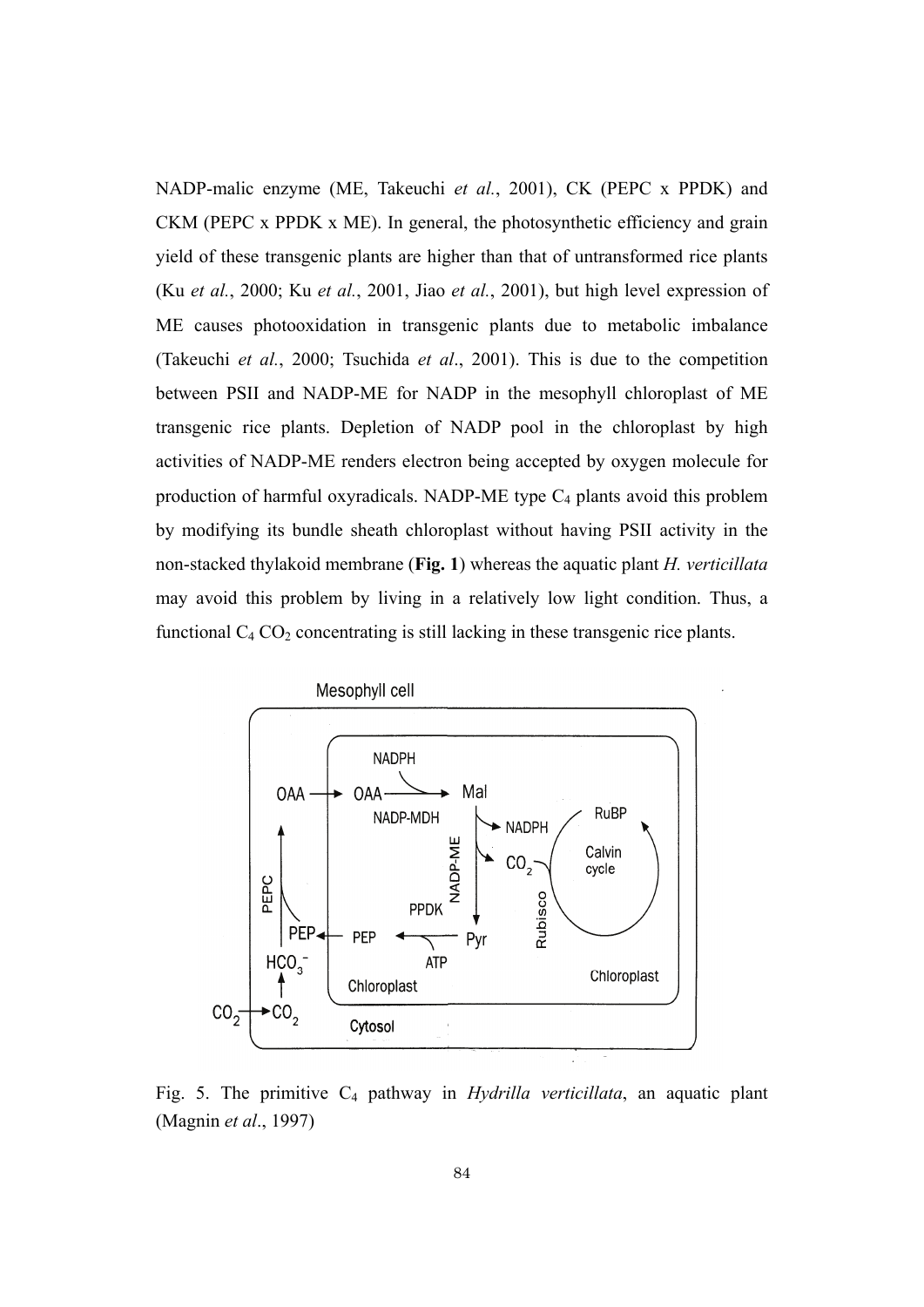NADP-malic enzyme (ME, Takeuchi *et al.*, 2001), CK (PEPC x PPDK) and CKM (PEPC x PPDK x ME). In general, the photosynthetic efficiency and grain yield of these transgenic plants are higher than that of untransformed rice plants (Ku *et al.*, 2000; Ku *et al.*, 2001, Jiao *et al.*, 2001), but high level expression of ME causes photooxidation in transgenic plants due to metabolic imbalance (Takeuchi *et al.*, 2000; Tsuchida *et al*., 2001). This is due to the competition between PSII and NADP-ME for NADP in the mesophyll chloroplast of ME transgenic rice plants. Depletion of NADP pool in the chloroplast by high activities of NADP-ME renders electron being accepted by oxygen molecule for production of harmful oxyradicals. NADP-ME type $C_4$ plants avoid this problem by modifying its bundle sheath chloroplast without having PSII activity in the non-stacked thylakoid membrane (**Fig. 1**) whereas the aquatic plant *H. verticillata* may avoid this problem by living in a relatively low light condition. Thus, a functional $C_4$ $CO_2$ concentrating is still lacking in these transgenic rice plants.

Fig. 5. The primitive $C_4$ pathway in *Hydrilla verticillata*, an aquatic plant (Magnin *et al*., 1997)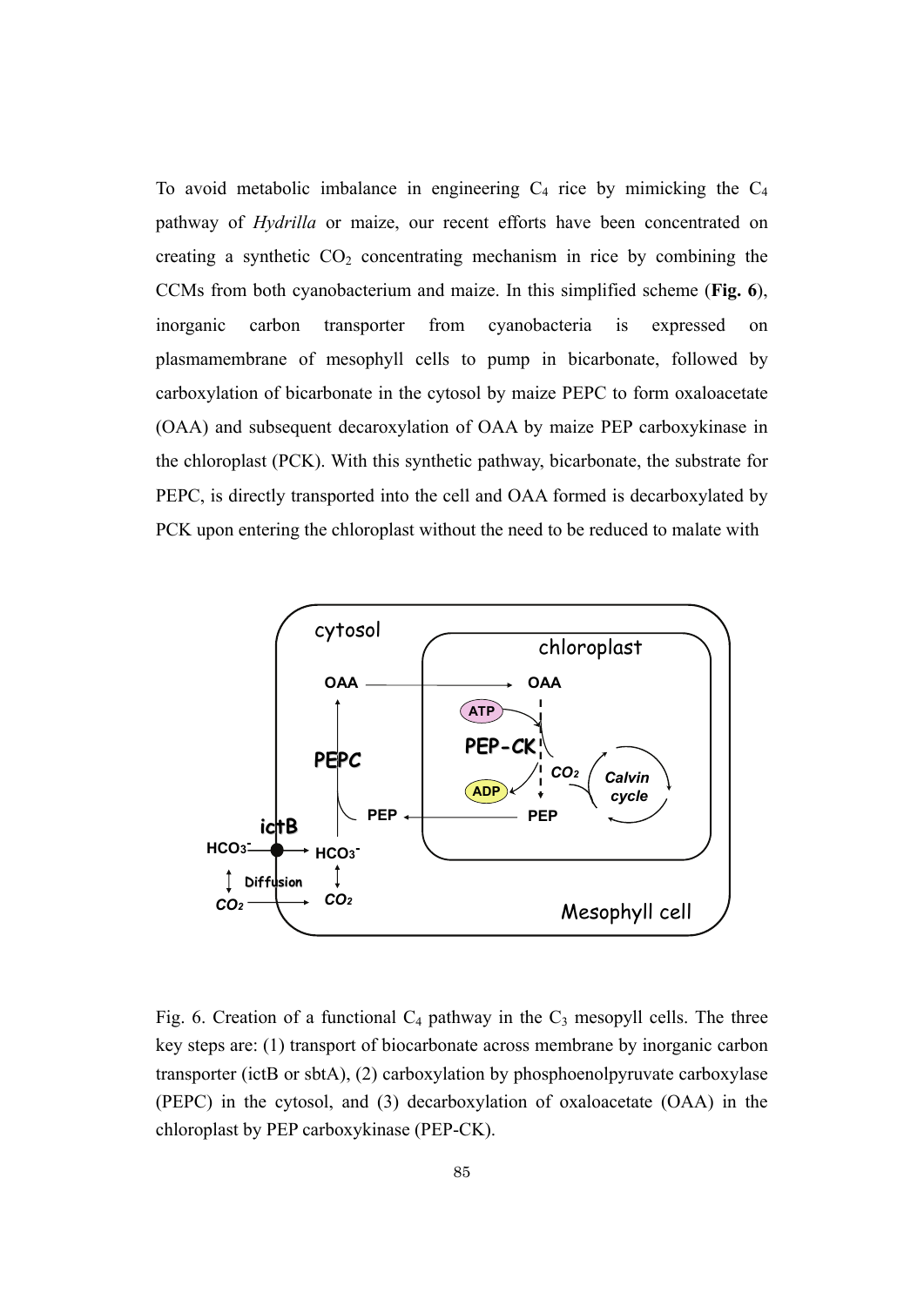To avoid metabolic imbalance in engineering $C_4$ rice by mimicking the $C_4$ pathway of *Hydrilla* or maize, our recent efforts have been concentrated on creating a synthetic $CO_2$ concentrating mechanism in rice by combining the CCMs from both cyanobacterium and maize. In this simplified scheme (**Fig. 6**), inorganic carbon transporter from cyanobacteria is expressed on plasmamembrane of mesophyll cells to pump in bicarbonate, followed by carboxylation of bicarbonate in the cytosol by maize PEPC to form oxaloacetate (OAA) and subsequent decaroxylation of OAA by maize PEP carboxykinase in the chloroplast (PCK). With this synthetic pathway, bicarbonate, the substrate for PEPC, is directly transported into the cell and OAA formed is decarboxylated by PCK upon entering the chloroplast without the need to be reduced to malate with

Fig. 6. Creation of a functional $C_4$ pathway in the $C_3$ mesopyll cells. The three key steps are: (1) transport of biocarbonate across membrane by inorganic carbon transporter (ictB or sbtA), (2) carboxylation by phosphoenolpyruvate carboxylase (PEPC) in the cytosol, and (3) decarboxylation of oxaloacetate (OAA) in the chloroplast by PEP carboxykinase (PEP-CK).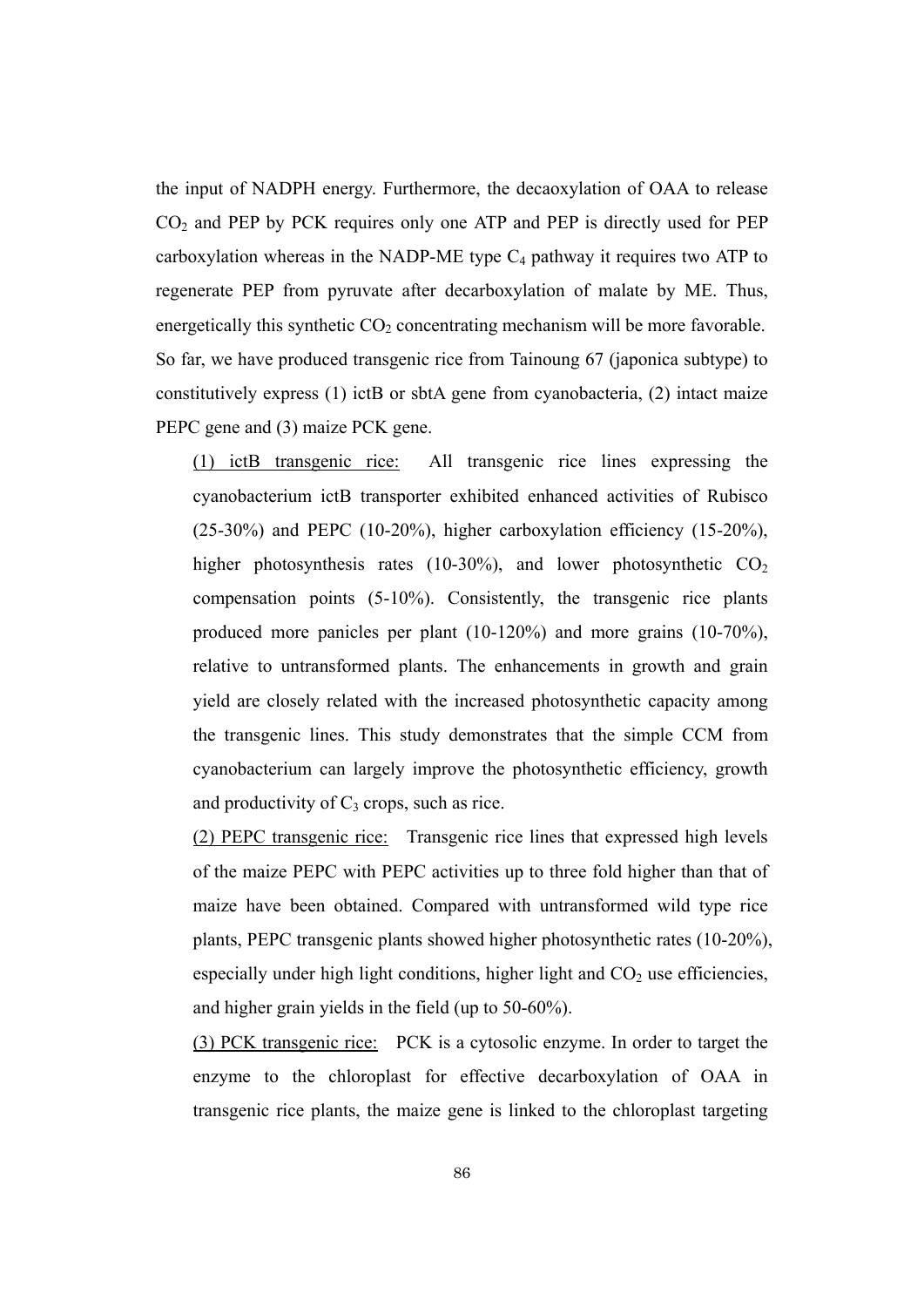the input of NADPH energy. Furthermore, the decaoxylation of OAA to release $CO_2$ and PEP by PCK requires only one ATP and PEP is directly used for PEP carboxylation whereas in the NADP-ME type $C_4$ pathway it requires two ATP to regenerate PEP from pyruvate after decarboxylation of malate by ME. Thus, energetically this synthetic $CO_2$ concentrating mechanism will be more favorable. So far, we have produced transgenic rice from Tainoung 67 (japonica subtype) to constitutively express (1) ictB or sbtA gene from cyanobacteria, (2) intact maize PEPC gene and (3) maize PCK gene.

(1) <u>ictB transgenic rice:</u> All transgenic rice lines expressing the cyanobacterium ictB transporter exhibited enhanced activities of Rubisco (25-30%) and PEPC (10-20%), higher carboxylation efficiency (15-20%), higher photosynthesis rates (10-30%), and lower photosynthetic $CO_2$ compensation points (5-10%). Consistently, the transgenic rice plants produced more panicles per plant (10-120%) and more grains (10-70%), relative to untransformed plants. The enhancements in growth and grain yield are closely related with the increased photosynthetic capacity among the transgenic lines. This study demonstrates that the simple CCM from cyanobacterium can largely improve the photosynthetic efficiency, growth and productivity of $C_3$ crops, such as rice.

(2) <u>PEPC transgenic rice:</u> Transgenic rice lines that expressed high levels of the maize PEPC with PEPC activities up to three fold higher than that of maize have been obtained. Compared with untransformed wild type rice plants, PEPC transgenic plants showed higher photosynthetic rates (10-20%), especially under high light conditions, higher light and $CO_2$ use efficiencies, and higher grain yields in the field (up to 50-60%).

(3) <u>PCK transgenic rice:</u> PCK is a cytosolic enzyme. In order to target the enzyme to the chloroplast for effective decarboxylation of OAA in transgenic rice plants, the maize gene is linked to the chloroplast targeting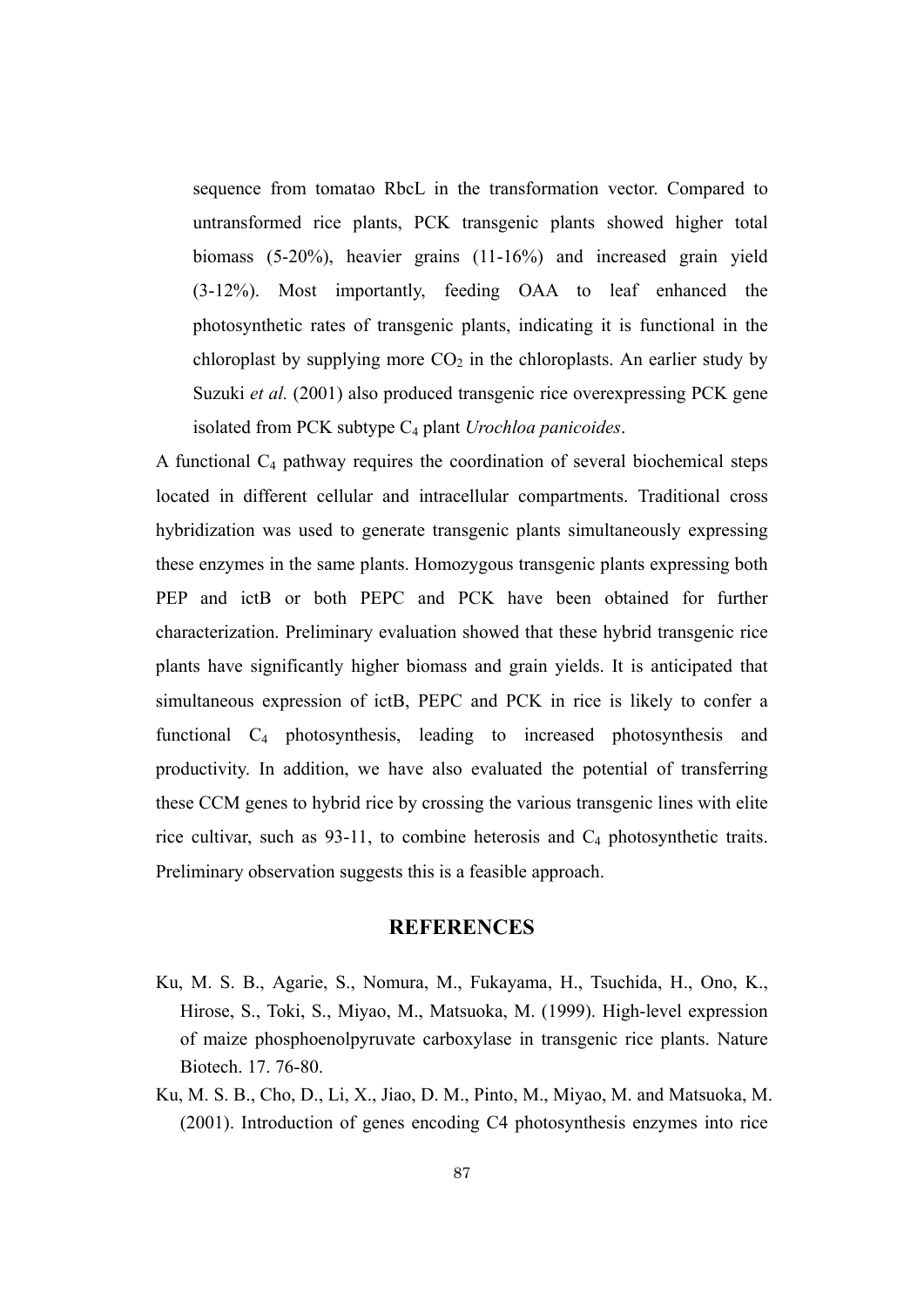sequence from tomatao RbcL in the transformation vector. Compared to untransformed rice plants, PCK transgenic plants showed higher total biomass (5-20%), heavier grains (11-16%) and increased grain yield (3-12%). Most importantly, feeding OAA to leaf enhanced the photosynthetic rates of transgenic plants, indicating it is functional in the chloroplast by supplying more $CO_2$ in the chloroplasts. An earlier study by Suzuki *et al.* (2001) also produced transgenic rice overexpressing PCK gene isolated from PCK subtype $C_4$ plant *Urochloa panicoides*.

A functional $C_4$ pathway requires the coordination of several biochemical steps located in different cellular and intracellular compartments. Traditional cross hybridization was used to generate transgenic plants simultaneously expressing these enzymes in the same plants. Homozygous transgenic plants expressing both PEP and ictB or both PEPC and PCK have been obtained for further characterization. Preliminary evaluation showed that these hybrid transgenic rice plants have significantly higher biomass and grain yields. It is anticipated that simultaneous expression of ictB, PEPC and PCK in rice is likely to confer a functional $C_4$ photosynthesis, leading to increased photosynthesis and productivity. In addition, we have also evaluated the potential of transferring these CCM genes to hybrid rice by crossing the various transgenic lines with elite rice cultivar, such as 93-11, to combine heterosis and $C_4$ photosynthetic traits. Preliminary observation suggests this is a feasible approach.

## REFERENCES

Ku, M. S. B., Agarie, S., Nomura, M., Fukayama, H., Tsuchida, H., Ono, K., Hirose, S., Toki, S., Miyao, M., Matsuoka, M. (1999). High-level expression of maize phosphoenolpyruvate carboxylase in transgenic rice plants. Nature Biotech. 17. 76-80.

Ku, M. S. B., Cho, D., Li, X., Jiao, D. M., Pinto, M., Miyao, M. and Matsuoka, M. (2001). Introduction of genes encoding C4 photosynthesis enzymes into rice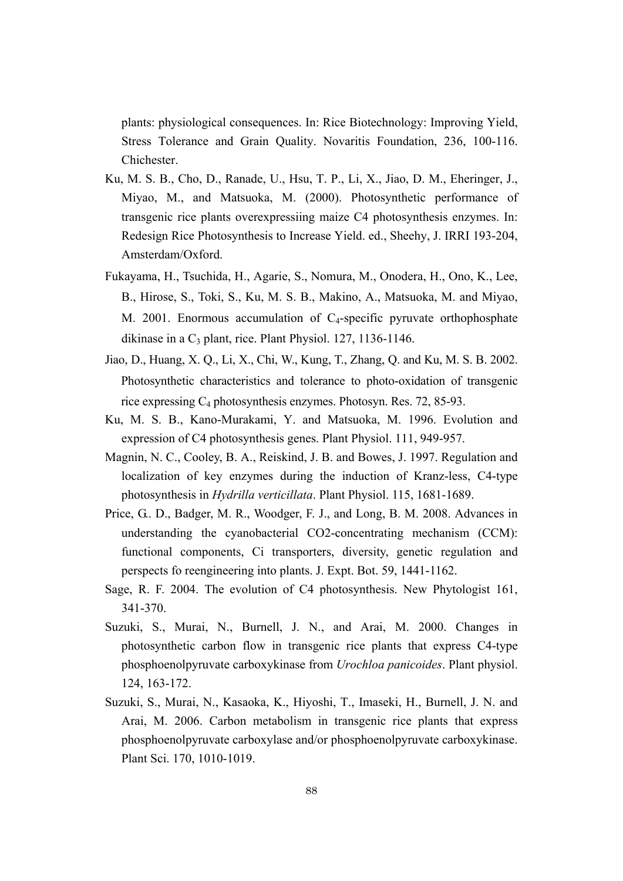plants: physiological consequences. In: Rice Biotechnology: Improving Yield, Stress Tolerance and Grain Quality. Novaritis Foundation, 236, 100-116. Chichester.

Ku, M. S. B., Cho, D., Ranade, U., Hsu, T. P., Li, X., Jiao, D. M., Eheringer, J., Miyao, M., and Matsuoka, M. (2000). Photosynthetic performance of transgenic rice plants overexpressiing maize C4 photosynthesis enzymes. In: Redesign Rice Photosynthesis to Increase Yield. ed., Sheehy, J. IRRI 193-204, Amsterdam/Oxford.

Fukayama, H., Tsuchida, H., Agarie, S., Nomura, M., Onodera, H., Ono, K., Lee, B., Hirose, S., Toki, S., Ku, M. S. B., Makino, A., Matsuoka, M. and Miyao, M. 2001. Enormous accumulation of $C_4$-specific pyruvate orthophosphate dikinase in a $C_3$ plant, rice. Plant Physiol. 127, 1136-1146.

Jiao, D., Huang, X. Q., Li, X., Chi, W., Kung, T., Zhang, Q. and Ku, M. S. B. 2002. Photosynthetic characteristics and tolerance to photo-oxidation of transgenic rice expressing $C_4$ photosynthesis enzymes. Photosyn. Res. 72, 85-93.

Ku, M. S. B., Kano-Murakami, Y. and Matsuoka, M. 1996. Evolution and expression of C4 photosynthesis genes. Plant Physiol. 111, 949-957.

Magnin, N. C., Cooley, B. A., Reiskind, J. B. and Bowes, J. 1997. Regulation and localization of key enzymes during the induction of Kranz-less, C4-type photosynthesis in *Hydrilla verticillata*. Plant Physiol. 115, 1681-1689.

Price, G.. D., Badger, M. R., Woodger, F. J., and Long, B. M. 2008. Advances in understanding the cyanobacterial CO2-concentrating mechanism (CCM): functional components, Ci transporters, diversity, genetic regulation and perspects fo reengineering into plants. J. Expt. Bot. 59, 1441-1162.

Sage, R. F. 2004. The evolution of C4 photosynthesis. New Phytologist 161, 341-370.

Suzuki, S., Murai, N., Burnell, J. N., and Arai, M. 2000. Changes in photosynthetic carbon flow in transgenic rice plants that express C4-type phosphoenolpyruvate carboxykinase from *Urochloa panicoides*. Plant physiol. 124, 163-172.

Suzuki, S., Murai, N., Kasaoka, K., Hiyoshi, T., Imaseki, H., Burnell, J. N. and Arai, M. 2006. Carbon metabolism in transgenic rice plants that express phosphoenolpyruvate carboxylase and/or phosphoenolpyruvate carboxykinase. Plant Sci. 170, 1010-1019.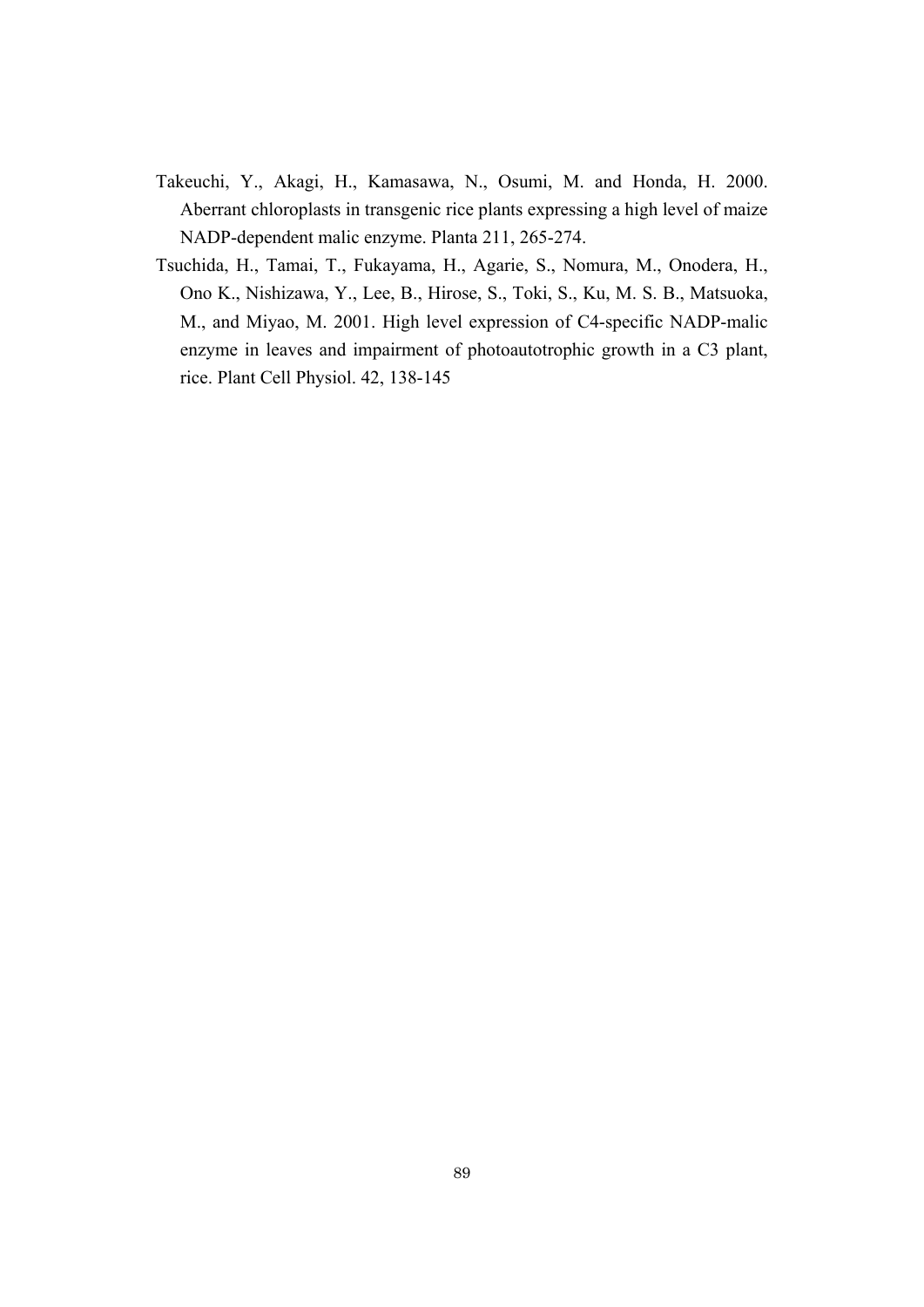Takeuchi, Y., Akagi, H., Kamasawa, N., Osumi, M. and Honda, H. 2000. Aberrant chloroplasts in transgenic rice plants expressing a high level of maize NADP-dependent malic enzyme. Planta 211, 265-274.

Tsuchida, H., Tamai, T., Fukayama, H., Agarie, S., Nomura, M., Onodera, H., Ono K., Nishizawa, Y., Lee, B., Hirose, S., Toki, S., Ku, M. S. B., Matsuoka, M., and Miyao, M. 2001. High level expression of C4-specific NADP-malic enzyme in leaves and impairment of photoautotrophic growth in a C3 plant, rice. Plant Cell Physiol. 42, 138-145